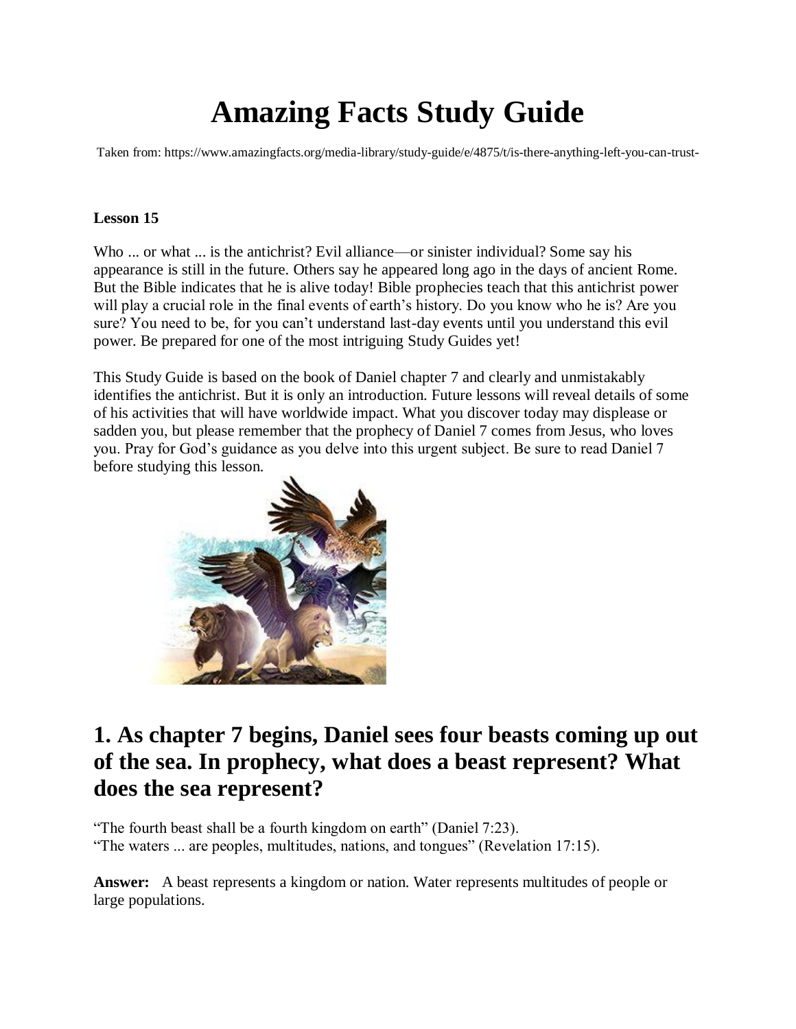# Amazing Facts Study Guide

Taken from: https://www.amazingfacts.org/media-library/study-guide/e/4875/t/is-there-anything-left-you-can-trust-

**Lesson 15**

Who ... or what ... is the antichrist? Evil alliance—or sinister individual? Some say his appearance is still in the future. Others say he appeared long ago in the days of ancient Rome. But the Bible indicates that he is alive today! Bible prophecies teach that this antichrist power will play a crucial role in the final events of earth's history. Do you know who he is? Are you sure? You need to be, for you can't understand last-day events until you understand this evil power. Be prepared for one of the most intriguing Study Guides yet!

This Study Guide is based on the book of Daniel chapter 7 and clearly and unmistakably identifies the antichrist. But it is only an introduction. Future lessons will reveal details of some of his activities that will have worldwide impact. What you discover today may displease or sadden you, but please remember that the prophecy of Daniel 7 comes from Jesus, who loves you. Pray for God's guidance as you delve into this urgent subject. Be sure to read Daniel 7 before studying this lesson.

## 1. As chapter 7 begins, Daniel sees four beasts coming up out of the sea. In prophecy, what does a beast represent? What does the sea represent?

"The fourth beast shall be a fourth kingdom on earth" (Daniel 7:23).
"The waters ... are peoples, multitudes, nations, and tongues" (Revelation 17:15).

**Answer:** A beast represents a kingdom or nation. Water represents multitudes of people or large populations.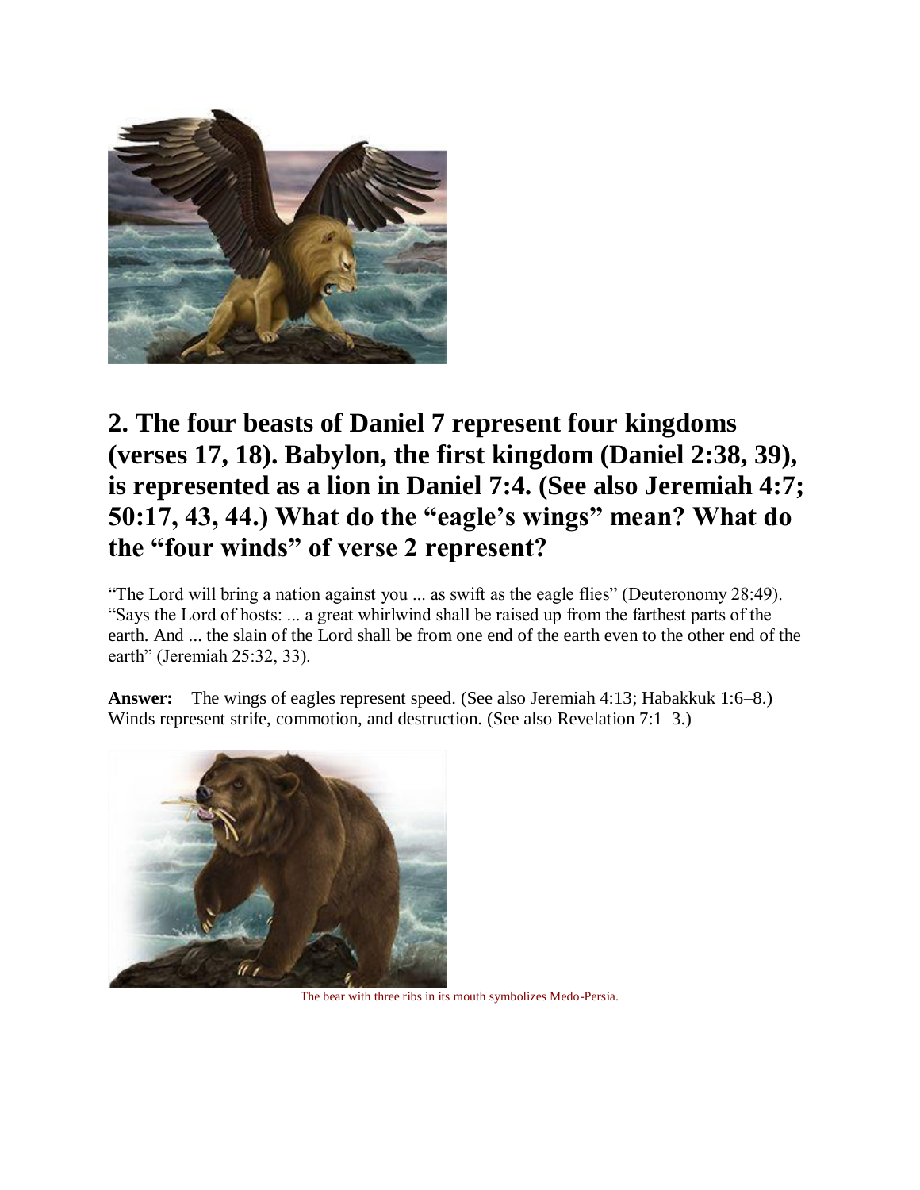## 2. The four beasts of Daniel 7 represent four kingdoms (verses 17, 18). Babylon, the first kingdom (Daniel 2:38, 39), is represented as a lion in Daniel 7:4. (See also Jeremiah 4:7; 50:17, 43, 44.) What do the "eagle's wings" mean? What do the "four winds" of verse 2 represent?

"The Lord will bring a nation against you ... as swift as the eagle flies" (Deuteronomy 28:49). "Says the Lord of hosts: ... a great whirlwind shall be raised up from the farthest parts of the earth. And ... the slain of the Lord shall be from one end of the earth even to the other end of the earth" (Jeremiah 25:32, 33).

**Answer:** The wings of eagles represent speed. (See also Jeremiah 4:13; Habakkuk 1:6–8.) Winds represent strife, commotion, and destruction. (See also Revelation 7:1–3.)

The bear with three ribs in its mouth symbolizes Medo-Persia.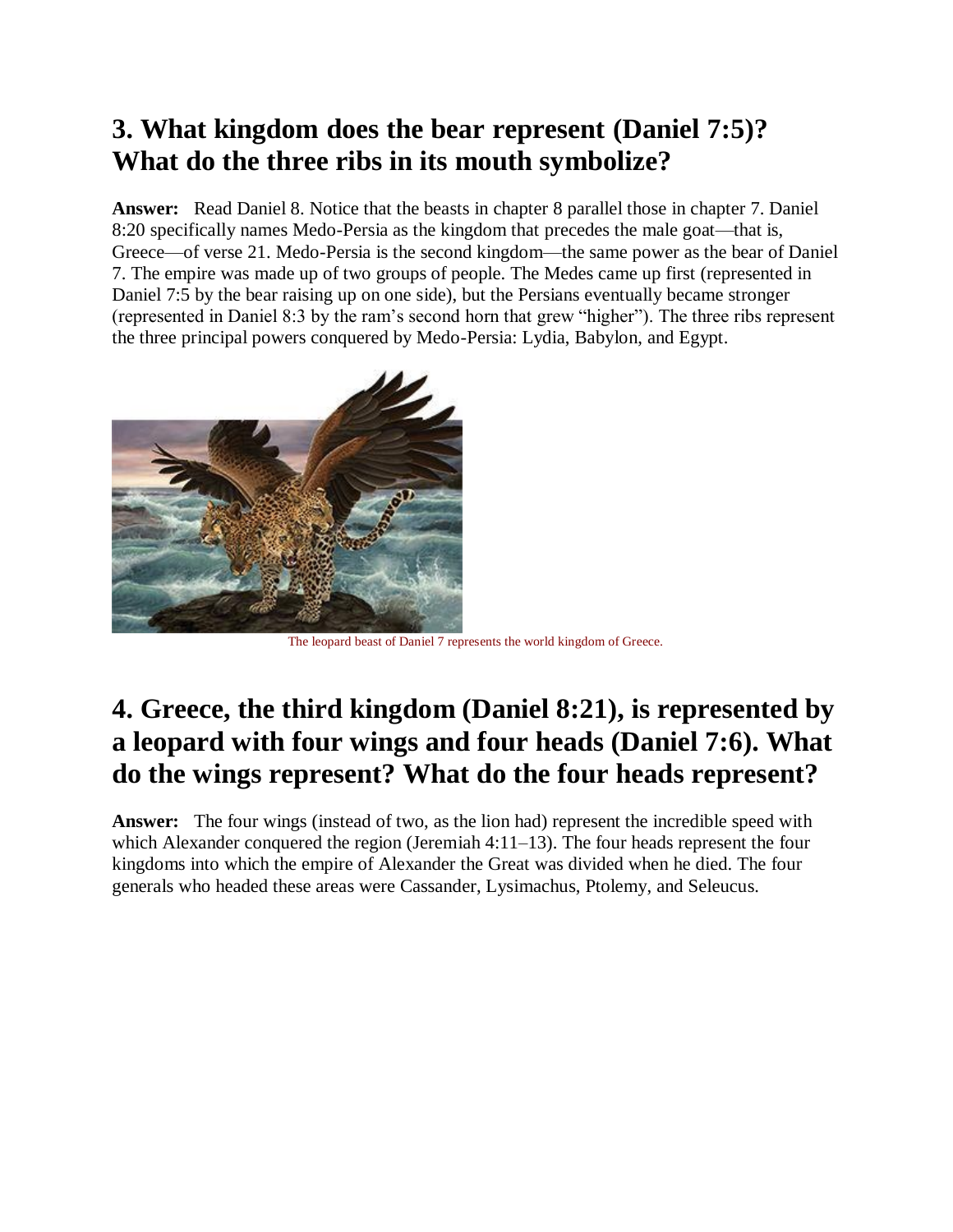## 3. What kingdom does the bear represent (Daniel 7:5)? What do the three ribs in its mouth symbolize?

**Answer:** Read Daniel 8. Notice that the beasts in chapter 8 parallel those in chapter 7. Daniel 8:20 specifically names Medo-Persia as the kingdom that precedes the male goat—that is, Greece—of verse 21. Medo-Persia is the second kingdom—the same power as the bear of Daniel 7. The empire was made up of two groups of people. The Medes came up first (represented in Daniel 7:5 by the bear raising up on one side), but the Persians eventually became stronger (represented in Daniel 8:3 by the ram's second horn that grew "higher"). The three ribs represent the three principal powers conquered by Medo-Persia: Lydia, Babylon, and Egypt.

The leopard beast of Daniel 7 represents the world kingdom of Greece.

## 4. Greece, the third kingdom (Daniel 8:21), is represented by a leopard with four wings and four heads (Daniel 7:6). What do the wings represent? What do the four heads represent?

**Answer:** The four wings (instead of two, as the lion had) represent the incredible speed with which Alexander conquered the region (Jeremiah 4:11–13). The four heads represent the four kingdoms into which the empire of Alexander the Great was divided when he died. The four generals who headed these areas were Cassander, Lysimachus, Ptolemy, and Seleucus.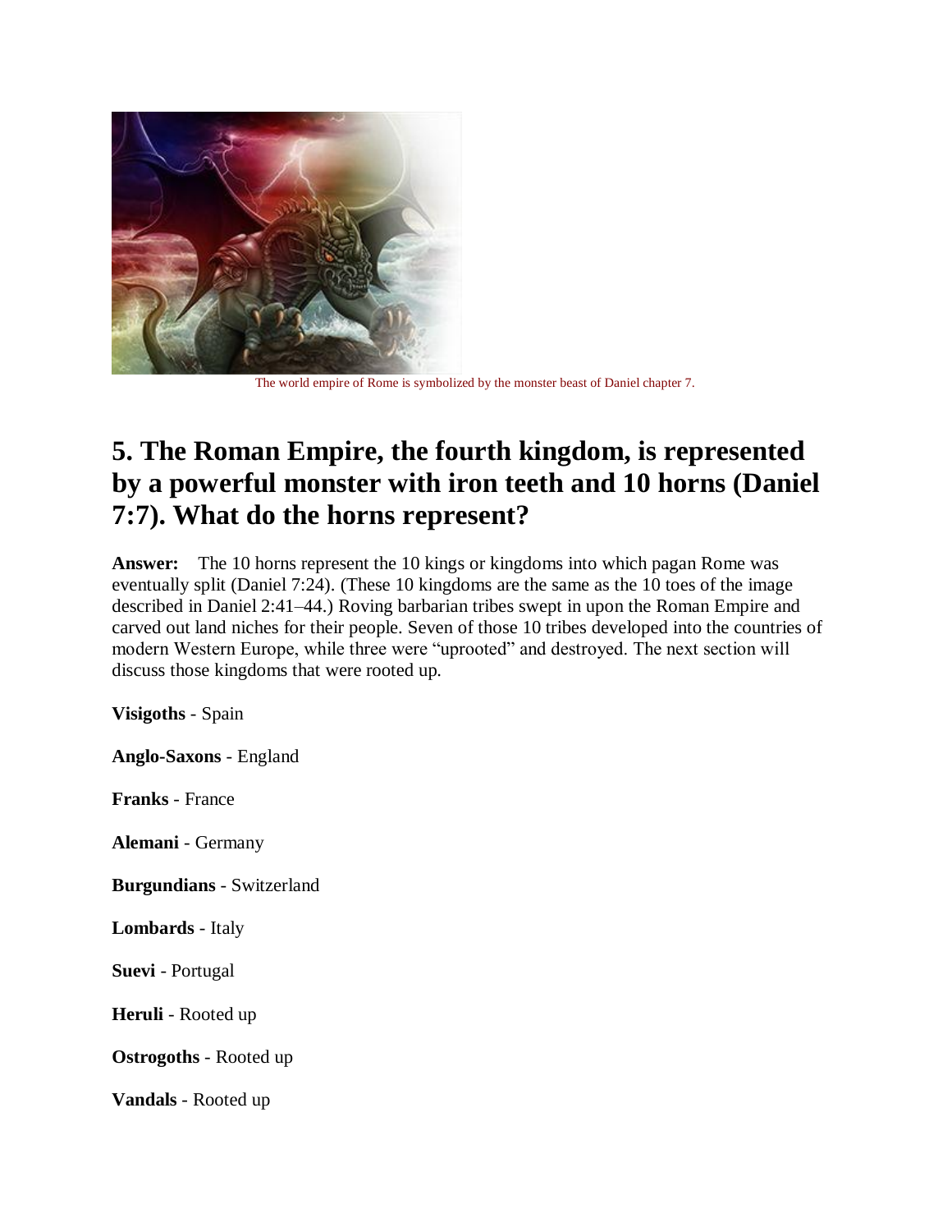The world empire of Rome is symbolized by the monster beast of Daniel chapter 7.

## 5. The Roman Empire, the fourth kingdom, is represented by a powerful monster with iron teeth and 10 horns (Daniel 7:7). What do the horns represent?

**Answer:** The 10 horns represent the 10 kings or kingdoms into which pagan Rome was eventually split (Daniel 7:24). (These 10 kingdoms are the same as the 10 toes of the image described in Daniel 2:41–44.) Roving barbarian tribes swept in upon the Roman Empire and carved out land niches for their people. Seven of those 10 tribes developed into the countries of modern Western Europe, while three were "uprooted" and destroyed. The next section will discuss those kingdoms that were rooted up.

**Visigoths** - Spain

**Anglo-Saxons** - England

**Franks** - France

**Alemani** - Germany

**Burgundians** - Switzerland

**Lombards** - Italy

**Suevi** - Portugal

**Heruli** - Rooted up

**Ostrogoths** - Rooted up

**Vandals** - Rooted up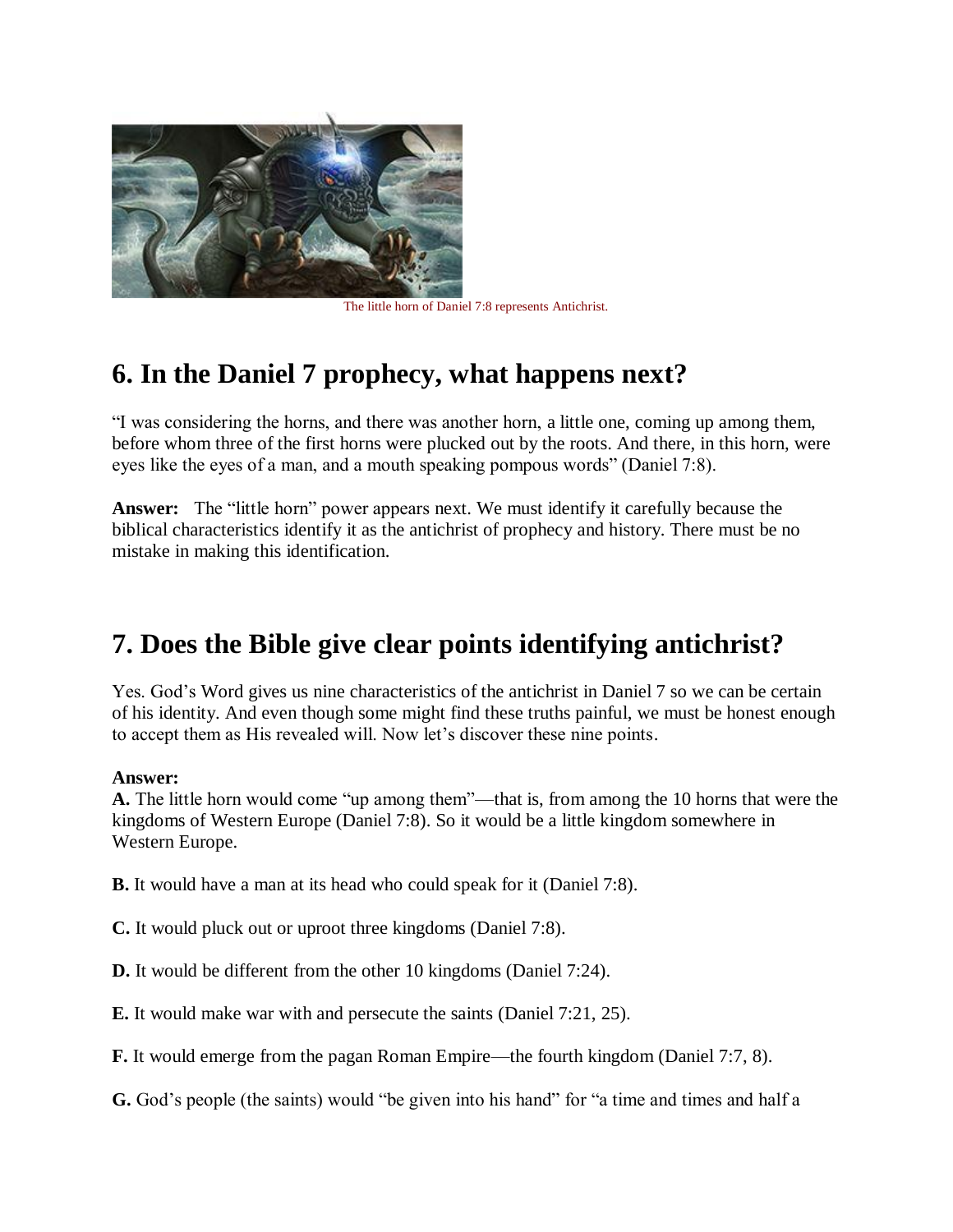The little horn of Daniel 7:8 represents Antichrist.

## 6. In the Daniel 7 prophecy, what happens next?

"I was considering the horns, and there was another horn, a little one, coming up among them, before whom three of the first horns were plucked out by the roots. And there, in this horn, were eyes like the eyes of a man, and a mouth speaking pompous words" (Daniel 7:8).

**Answer:** The "little horn" power appears next. We must identify it carefully because the biblical characteristics identify it as the antichrist of prophecy and history. There must be no mistake in making this identification.

## 7. Does the Bible give clear points identifying antichrist?

Yes. God's Word gives us nine characteristics of the antichrist in Daniel 7 so we can be certain of his identity. And even though some might find these truths painful, we must be honest enough to accept them as His revealed will. Now let's discover these nine points.

**Answer:**
**A.** The little horn would come "up among them"—that is, from among the 10 horns that were the kingdoms of Western Europe (Daniel 7:8). So it would be a little kingdom somewhere in Western Europe.

**B.** It would have a man at its head who could speak for it (Daniel 7:8).

**C.** It would pluck out or uproot three kingdoms (Daniel 7:8).

**D.** It would be different from the other 10 kingdoms (Daniel 7:24).

**E.** It would make war with and persecute the saints (Daniel 7:21, 25).

**F.** It would emerge from the pagan Roman Empire—the fourth kingdom (Daniel 7:7, 8).

**G.** God's people (the saints) would "be given into his hand" for "a time and times and half a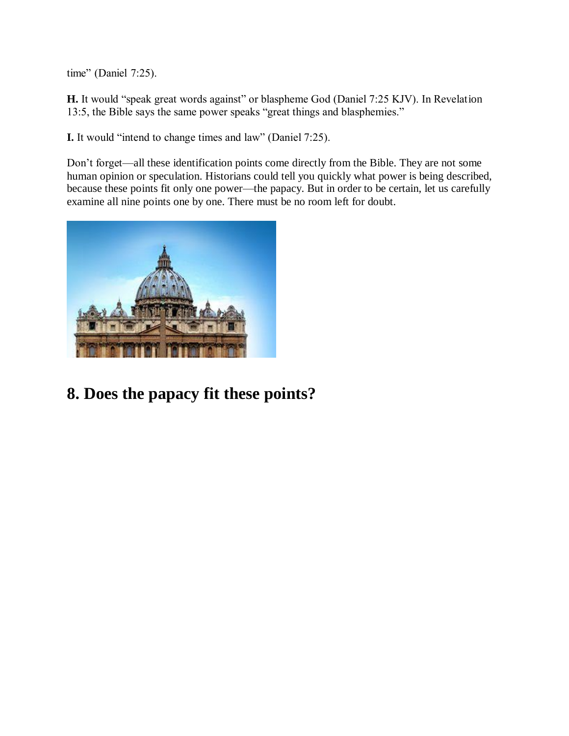time" (Daniel 7:25).

**H.** It would "speak great words against" or blaspheme God (Daniel 7:25 KJV). In Revelation 13:5, the Bible says the same power speaks "great things and blasphemies."

**I.** It would "intend to change times and law" (Daniel 7:25).

Don't forget—all these identification points come directly from the Bible. They are not some human opinion or speculation. Historians could tell you quickly what power is being described, because these points fit only one power—the papacy. But in order to be certain, let us carefully examine all nine points one by one. There must be no room left for doubt.

## 8. Does the papacy fit these points?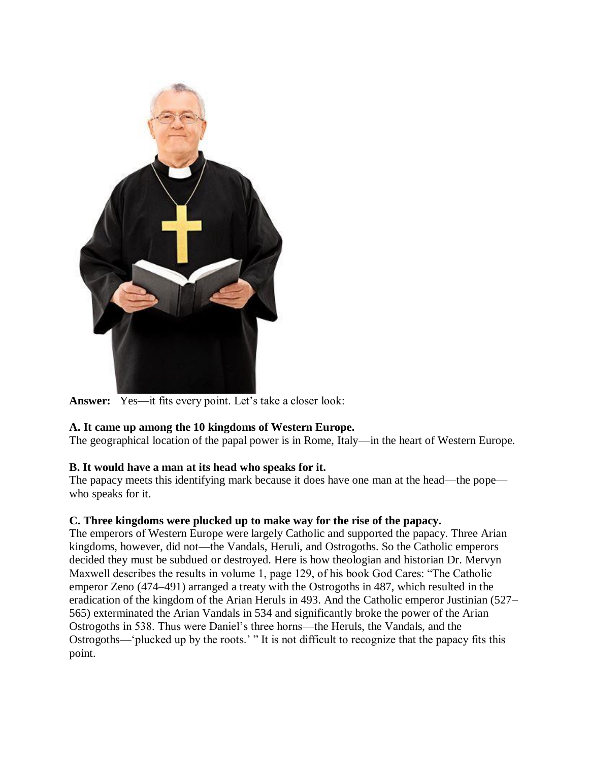**Answer:** Yes—it fits every point. Let's take a closer look:

**A. It came up among the 10 kingdoms of Western Europe.**
The geographical location of the papal power is in Rome, Italy—in the heart of Western Europe.

**B. It would have a man at its head who speaks for it.**
The papacy meets this identifying mark because it does have one man at the head—the pope—who speaks for it.

**C. Three kingdoms were plucked up to make way for the rise of the papacy.**
The emperors of Western Europe were largely Catholic and supported the papacy. Three Arian kingdoms, however, did not—the Vandals, Heruli, and Ostrogoths. So the Catholic emperors decided they must be subdued or destroyed. Here is how theologian and historian Dr. Mervyn Maxwell describes the results in volume 1, page 129, of his book God Cares: "The Catholic emperor Zeno (474–491) arranged a treaty with the Ostrogoths in 487, which resulted in the eradication of the kingdom of the Arian Heruls in 493. And the Catholic emperor Justinian (527–565) exterminated the Arian Vandals in 534 and significantly broke the power of the Arian Ostrogoths in 538. Thus were Daniel's three horns—the Heruls, the Vandals, and the Ostrogoths—'plucked up by the roots.' " It is not difficult to recognize that the papacy fits this point.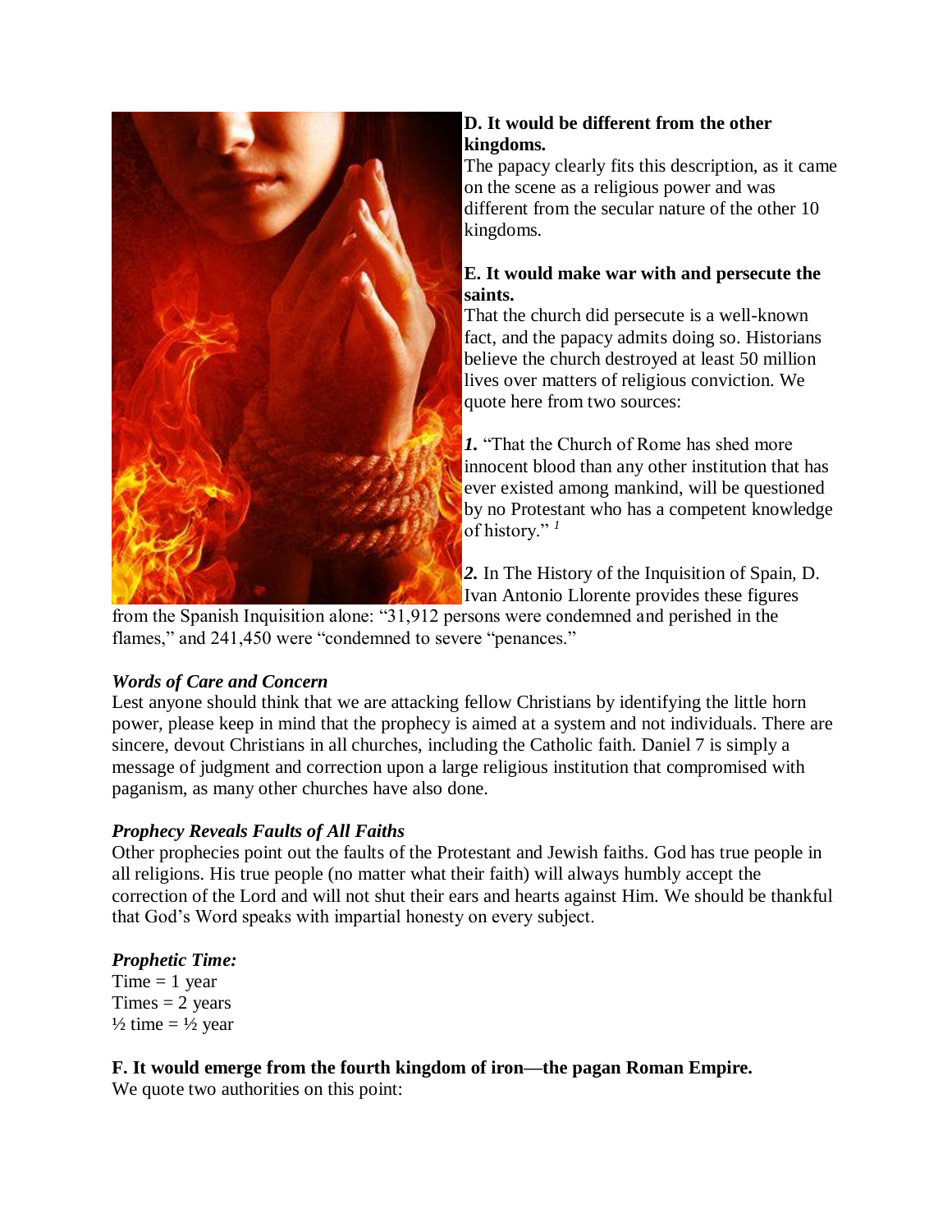**D. It would be different from the other kingdoms.**

The papacy clearly fits this description, as it came on the scene as a religious power and was different from the secular nature of the other 10 kingdoms.

**E. It would make war with and persecute the saints.**

That the church did persecute is a well-known fact, and the papacy admits doing so. Historians believe the church destroyed at least 50 million lives over matters of religious conviction. We quote here from two sources:

***1.*** "That the Church of Rome has shed more innocent blood than any other institution that has ever existed among mankind, will be questioned by no Protestant who has a competent knowledge of history." [1]

***2.*** In The History of the Inquisition of Spain, D. Ivan Antonio Llorente provides these figures from the Spanish Inquisition alone: "31,912 persons were condemned and perished in the flames," and 241,450 were "condemned to severe "penances."

***Words of Care and Concern***

Lest anyone should think that we are attacking fellow Christians by identifying the little horn power, please keep in mind that the prophecy is aimed at a system and not individuals. There are sincere, devout Christians in all churches, including the Catholic faith. Daniel 7 is simply a message of judgment and correction upon a large religious institution that compromised with paganism, as many other churches have also done.

***Prophecy Reveals Faults of All Faiths***

Other prophecies point out the faults of the Protestant and Jewish faiths. God has true people in all religions. His true people (no matter what their faith) will always humbly accept the correction of the Lord and will not shut their ears and hearts against Him. We should be thankful that God's Word speaks with impartial honesty on every subject.

***Prophetic Time:***

Time = 1 year
Times = 2 years
½ time = ½ year

**F. It would emerge from the fourth kingdom of iron—the pagan Roman Empire.**

We quote two authorities on this point: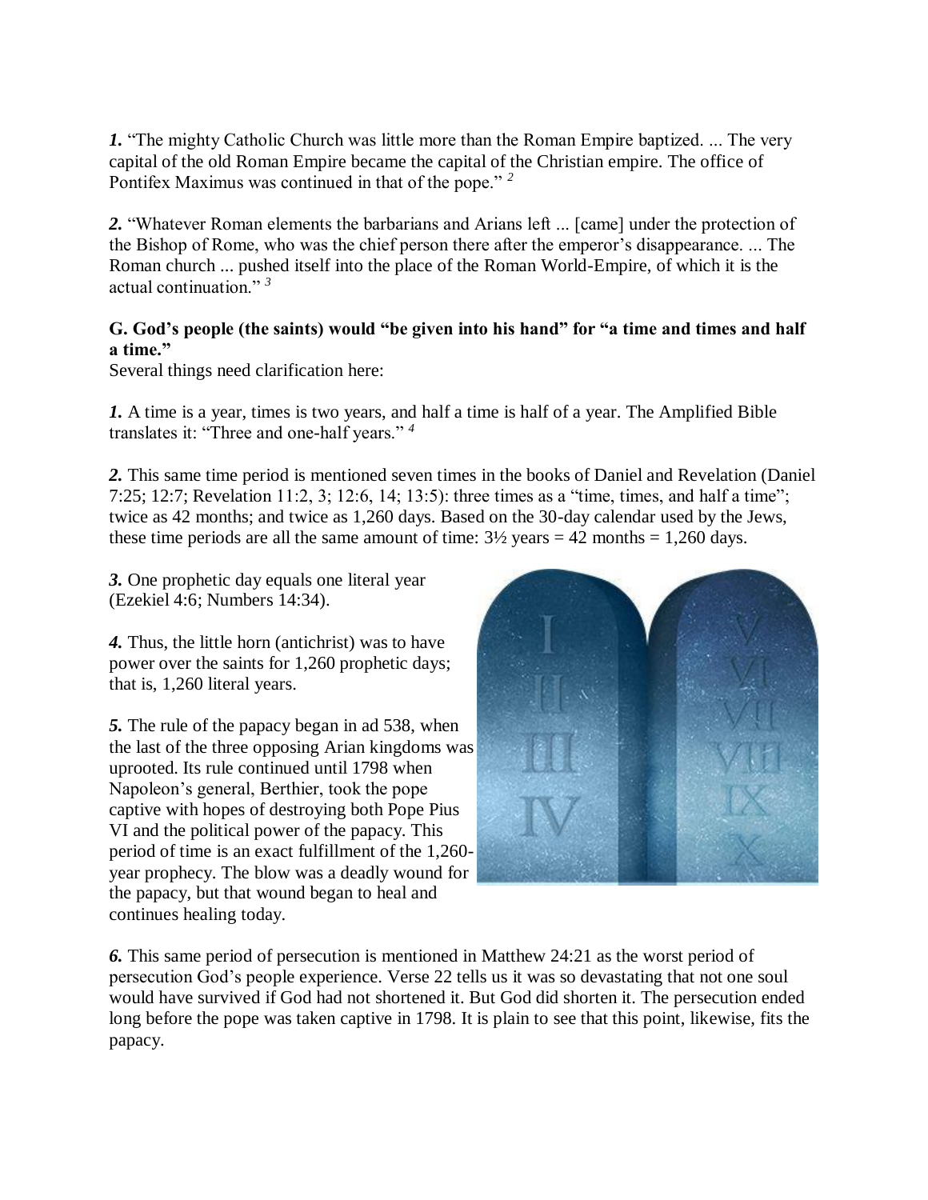***1.*** "The mighty Catholic Church was little more than the Roman Empire baptized. ... The very capital of the old Roman Empire became the capital of the Christian empire. The office of Pontifex Maximus was continued in that of the pope." [2]

***2.*** "Whatever Roman elements the barbarians and Arians left ... [came] under the protection of the Bishop of Rome, who was the chief person there after the emperor's disappearance. ... The Roman church ... pushed itself into the place of the Roman World-Empire, of which it is the actual continuation." [3]

**G. God's people (the saints) would "be given into his hand" for "a time and times and half a time."**

Several things need clarification here:

***1.*** A time is a year, times is two years, and half a time is half of a year. The Amplified Bible translates it: "Three and one-half years." [4]

***2.*** This same time period is mentioned seven times in the books of Daniel and Revelation (Daniel 7:25; 12:7; Revelation 11:2, 3; 12:6, 14; 13:5): three times as a "time, times, and half a time"; twice as 42 months; and twice as 1,260 days. Based on the 30-day calendar used by the Jews, these time periods are all the same amount of time: 3½ years = 42 months = 1,260 days.

***3.*** One prophetic day equals one literal year (Ezekiel 4:6; Numbers 14:34).

***4.*** Thus, the little horn (antichrist) was to have power over the saints for 1,260 prophetic days; that is, 1,260 literal years.

***5.*** The rule of the papacy began in ad 538, when the last of the three opposing Arian kingdoms was uprooted. Its rule continued until 1798 when Napoleon's general, Berthier, took the pope captive with hopes of destroying both Pope Pius VI and the political power of the papacy. This period of time is an exact fulfillment of the 1,260-year prophecy. The blow was a deadly wound for the papacy, but that wound began to heal and continues healing today.

***6.*** This same period of persecution is mentioned in Matthew 24:21 as the worst period of persecution God's people experience. Verse 22 tells us it was so devastating that not one soul would have survived if God had not shortened it. But God did shorten it. The persecution ended long before the pope was taken captive in 1798. It is plain to see that this point, likewise, fits the papacy.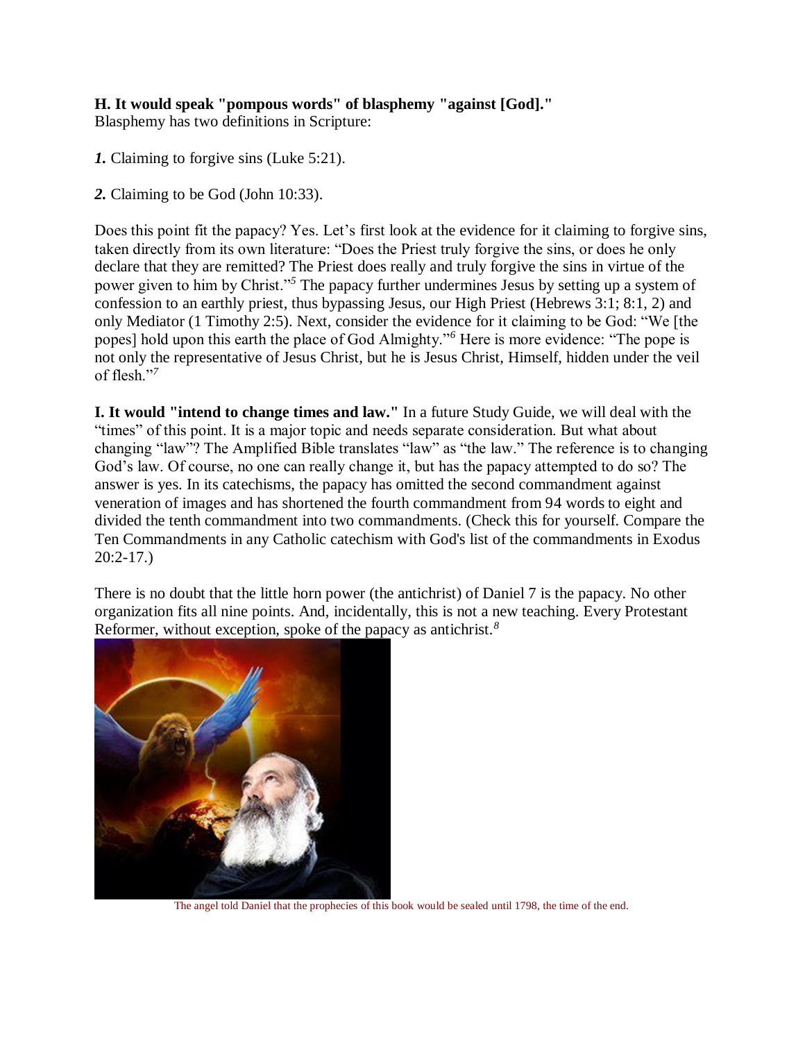**H. It would speak "pompous words" of blasphemy "against [God]."**
Blasphemy has two definitions in Scripture:

***1.*** Claiming to forgive sins (Luke 5:21).

***2.*** Claiming to be God (John 10:33).

Does this point fit the papacy? Yes. Let's first look at the evidence for it claiming to forgive sins, taken directly from its own literature: "Does the Priest truly forgive the sins, or does he only declare that they are remitted? The Priest does really and truly forgive the sins in virtue of the power given to him by Christ."[5] The papacy further undermines Jesus by setting up a system of confession to an earthly priest, thus bypassing Jesus, our High Priest (Hebrews 3:1; 8:1, 2) and only Mediator (1 Timothy 2:5). Next, consider the evidence for it claiming to be God: "We [the popes] hold upon this earth the place of God Almighty."[6] Here is more evidence: "The pope is not only the representative of Jesus Christ, but he is Jesus Christ, Himself, hidden under the veil of flesh."[7]

**I. It would "intend to change times and law."** In a future Study Guide, we will deal with the "times" of this point. It is a major topic and needs separate consideration. But what about changing "law"? The Amplified Bible translates "law" as "the law." The reference is to changing God's law. Of course, no one can really change it, but has the papacy attempted to do so? The answer is yes. In its catechisms, the papacy has omitted the second commandment against veneration of images and has shortened the fourth commandment from 94 words to eight and divided the tenth commandment into two commandments. (Check this for yourself. Compare the Ten Commandments in any Catholic catechism with God's list of the commandments in Exodus 20:2-17.)

There is no doubt that the little horn power (the antichrist) of Daniel 7 is the papacy. No other organization fits all nine points. And, incidentally, this is not a new teaching. Every Protestant Reformer, without exception, spoke of the papacy as antichrist.[8]

The angel told Daniel that the prophecies of this book would be sealed until 1798, the time of the end.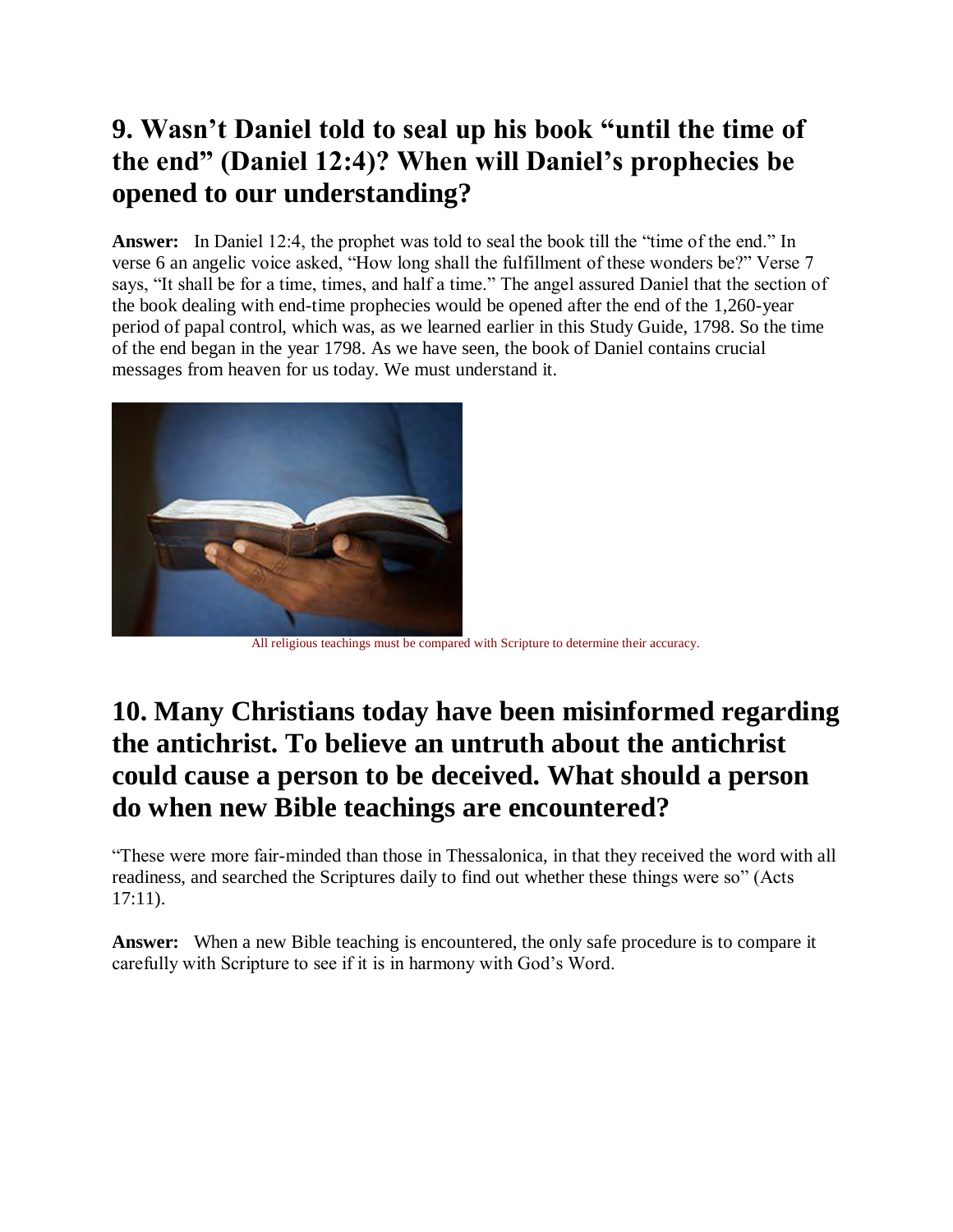## 9. Wasn't Daniel told to seal up his book "until the time of the end" (Daniel 12:4)? When will Daniel's prophecies be opened to our understanding?

**Answer:** In Daniel 12:4, the prophet was told to seal the book till the "time of the end." In verse 6 an angelic voice asked, "How long shall the fulfillment of these wonders be?" Verse 7 says, "It shall be for a time, times, and half a time." The angel assured Daniel that the section of the book dealing with end-time prophecies would be opened after the end of the 1,260-year period of papal control, which was, as we learned earlier in this Study Guide, 1798. So the time of the end began in the year 1798. As we have seen, the book of Daniel contains crucial messages from heaven for us today. We must understand it.

All religious teachings must be compared with Scripture to determine their accuracy.

## 10. Many Christians today have been misinformed regarding the antichrist. To believe an untruth about the antichrist could cause a person to be deceived. What should a person do when new Bible teachings are encountered?

"These were more fair-minded than those in Thessalonica, in that they received the word with all readiness, and searched the Scriptures daily to find out whether these things were so" (Acts 17:11).

**Answer:** When a new Bible teaching is encountered, the only safe procedure is to compare it carefully with Scripture to see if it is in harmony with God's Word.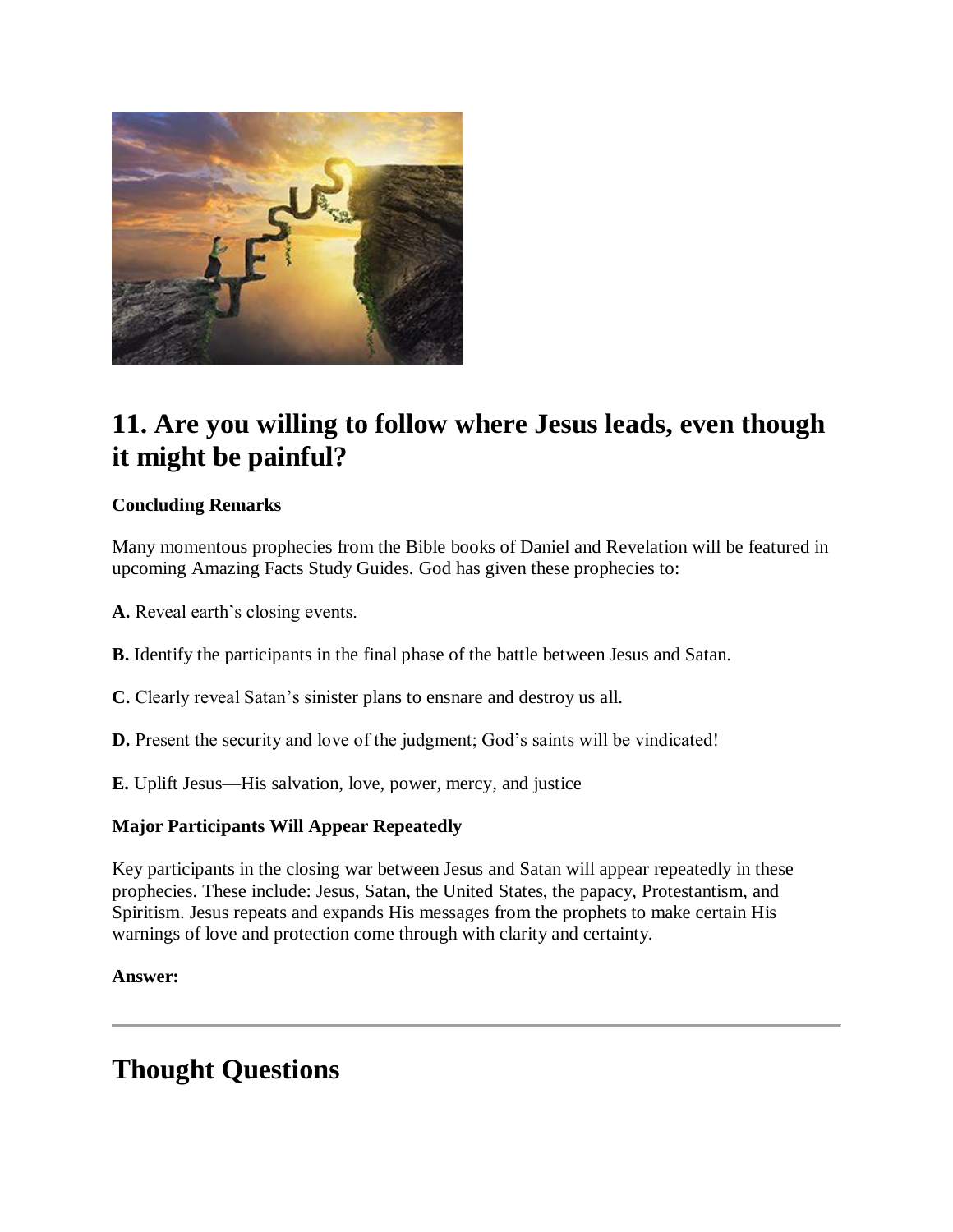## 11. Are you willing to follow where Jesus leads, even though it might be painful?

**Concluding Remarks**

Many momentous prophecies from the Bible books of Daniel and Revelation will be featured in upcoming Amazing Facts Study Guides. God has given these prophecies to:

**A.** Reveal earth's closing events.

**B.** Identify the participants in the final phase of the battle between Jesus and Satan.

**C.** Clearly reveal Satan's sinister plans to ensnare and destroy us all.

**D.** Present the security and love of the judgment; God's saints will be vindicated!

**E.** Uplift Jesus—His salvation, love, power, mercy, and justice

**Major Participants Will Appear Repeatedly**

Key participants in the closing war between Jesus and Satan will appear repeatedly in these prophecies. These include: Jesus, Satan, the United States, the papacy, Protestantism, and Spiritism. Jesus repeats and expands His messages from the prophets to make certain His warnings of love and protection come through with clarity and certainty.

**Answer:**

---

# Thought Questions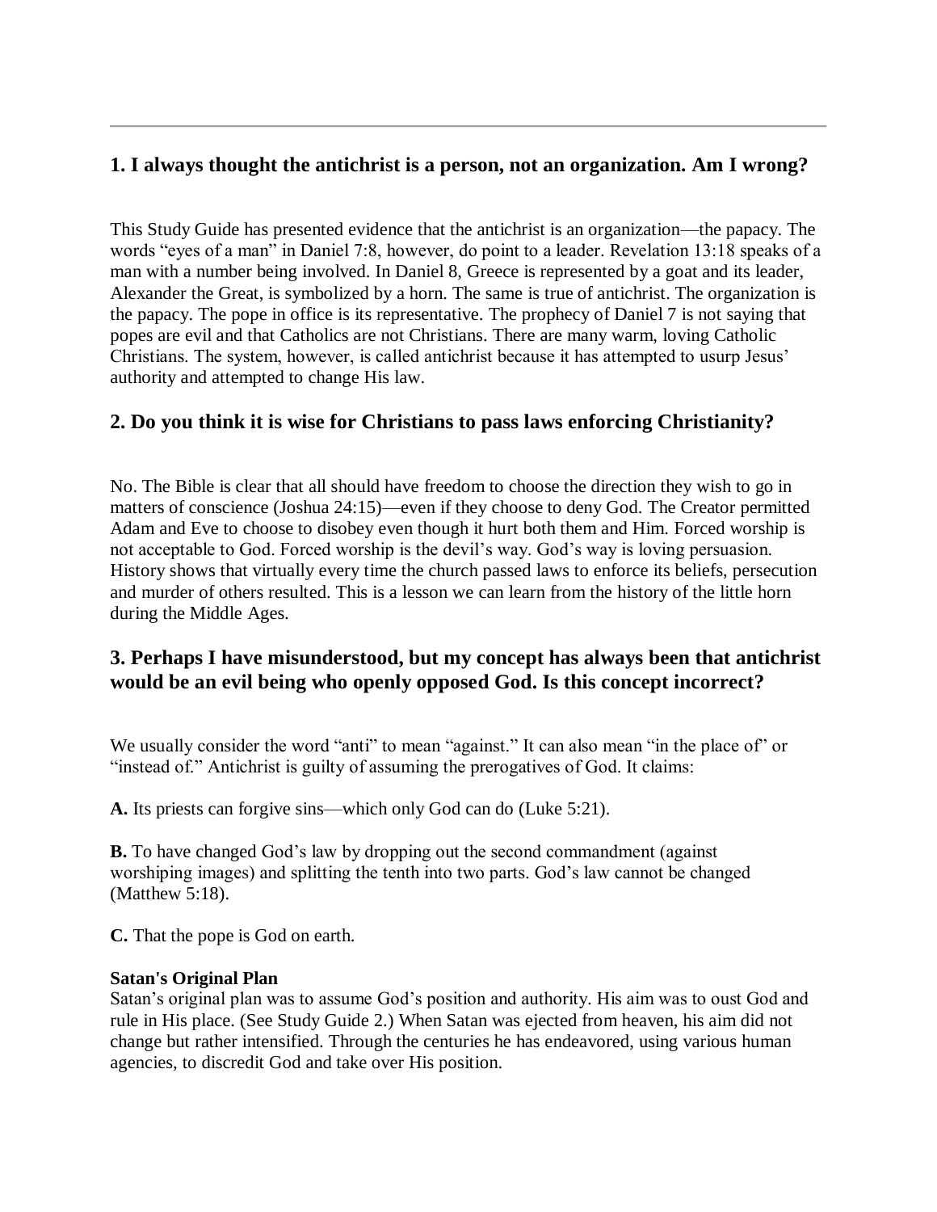---

## 1. I always thought the antichrist is a person, not an organization. Am I wrong?

This Study Guide has presented evidence that the antichrist is an organization—the papacy. The words "eyes of a man" in Daniel 7:8, however, do point to a leader. Revelation 13:18 speaks of a man with a number being involved. In Daniel 8, Greece is represented by a goat and its leader, Alexander the Great, is symbolized by a horn. The same is true of antichrist. The organization is the papacy. The pope in office is its representative. The prophecy of Daniel 7 is not saying that popes are evil and that Catholics are not Christians. There are many warm, loving Catholic Christians. The system, however, is called antichrist because it has attempted to usurp Jesus' authority and attempted to change His law.

## 2. Do you think it is wise for Christians to pass laws enforcing Christianity?

No. The Bible is clear that all should have freedom to choose the direction they wish to go in matters of conscience (Joshua 24:15)—even if they choose to deny God. The Creator permitted Adam and Eve to choose to disobey even though it hurt both them and Him. Forced worship is not acceptable to God. Forced worship is the devil's way. God's way is loving persuasion. History shows that virtually every time the church passed laws to enforce its beliefs, persecution and murder of others resulted. This is a lesson we can learn from the history of the little horn during the Middle Ages.

## 3. Perhaps I have misunderstood, but my concept has always been that antichrist would be an evil being who openly opposed God. Is this concept incorrect?

We usually consider the word "anti" to mean "against." It can also mean "in the place of" or "instead of." Antichrist is guilty of assuming the prerogatives of God. It claims:

**A.** Its priests can forgive sins—which only God can do (Luke 5:21).

**B.** To have changed God's law by dropping out the second commandment (against worshiping images) and splitting the tenth into two parts. God's law cannot be changed (Matthew 5:18).

**C.** That the pope is God on earth.

**Satan's Original Plan**
Satan's original plan was to assume God's position and authority. His aim was to oust God and rule in His place. (See Study Guide 2.) When Satan was ejected from heaven, his aim did not change but rather intensified. Through the centuries he has endeavored, using various human agencies, to discredit God and take over His position.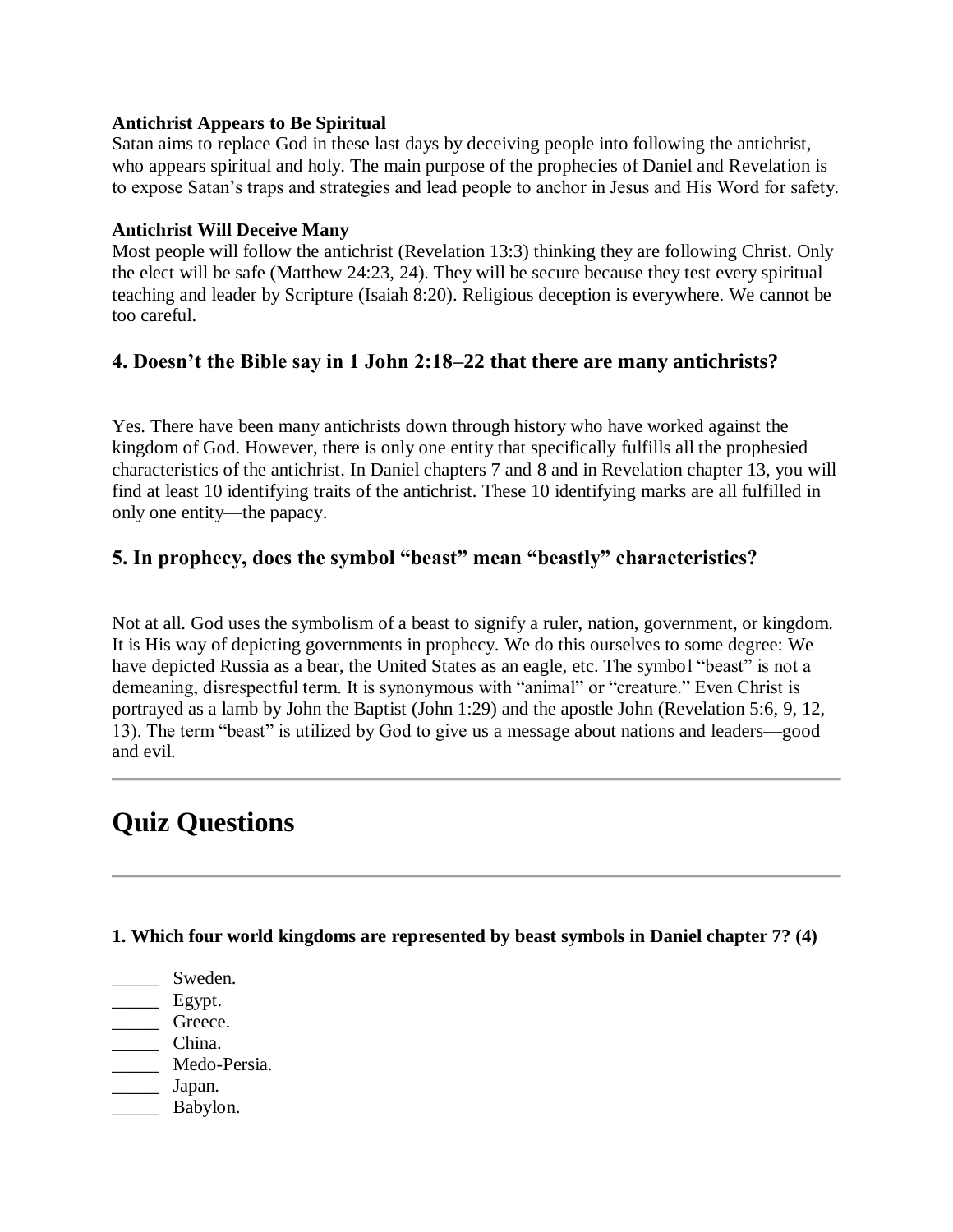**Antichrist Appears to Be Spiritual**
Satan aims to replace God in these last days by deceiving people into following the antichrist, who appears spiritual and holy. The main purpose of the prophecies of Daniel and Revelation is to expose Satan's traps and strategies and lead people to anchor in Jesus and His Word for safety.

**Antichrist Will Deceive Many**
Most people will follow the antichrist (Revelation 13:3) thinking they are following Christ. Only the elect will be safe (Matthew 24:23, 24). They will be secure because they test every spiritual teaching and leader by Scripture (Isaiah 8:20). Religious deception is everywhere. We cannot be too careful.

### 4. Doesn't the Bible say in 1 John 2:18–22 that there are many antichrists?

Yes. There have been many antichrists down through history who have worked against the kingdom of God. However, there is only one entity that specifically fulfills all the prophesied characteristics of the antichrist. In Daniel chapters 7 and 8 and in Revelation chapter 13, you will find at least 10 identifying traits of the antichrist. These 10 identifying marks are all fulfilled in only one entity—the papacy.

### 5. In prophecy, does the symbol "beast" mean "beastly" characteristics?

Not at all. God uses the symbolism of a beast to signify a ruler, nation, government, or kingdom. It is His way of depicting governments in prophecy. We do this ourselves to some degree: We have depicted Russia as a bear, the United States as an eagle, etc. The symbol "beast" is not a demeaning, disrespectful term. It is synonymous with "animal" or "creature." Even Christ is portrayed as a lamb by John the Baptist (John 1:29) and the apostle John (Revelation 5:6, 9, 12, 13). The term "beast" is utilized by God to give us a message about nations and leaders—good and evil.

---

# Quiz Questions

---

**1. Which four world kingdoms are represented by beast symbols in Daniel chapter 7? (4)**

_____ Sweden.
_____ Egypt.
_____ Greece.
_____ China.
_____ Medo-Persia.
_____ Japan.
_____ Babylon.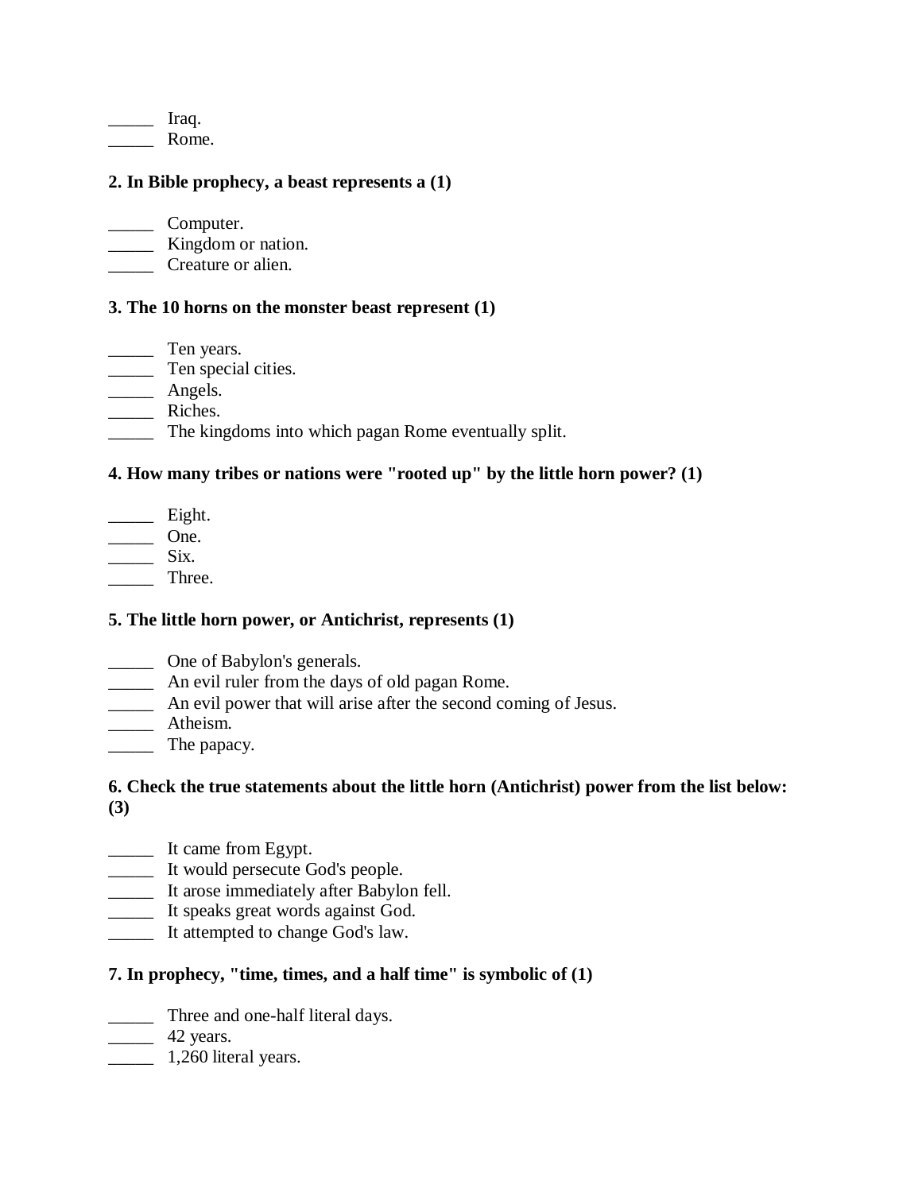_____ Iraq.
_____ Rome.

**2. In Bible prophecy, a beast represents a (1)**

_____ Computer.
_____ Kingdom or nation.
_____ Creature or alien.

**3. The 10 horns on the monster beast represent (1)**

_____ Ten years.
_____ Ten special cities.
_____ Angels.
_____ Riches.
_____ The kingdoms into which pagan Rome eventually split.

**4. How many tribes or nations were "rooted up" by the little horn power? (1)**

_____ Eight.
_____ One.
_____ Six.
_____ Three.

**5. The little horn power, or Antichrist, represents (1)**

_____ One of Babylon's generals.
_____ An evil ruler from the days of old pagan Rome.
_____ An evil power that will arise after the second coming of Jesus.
_____ Atheism.
_____ The papacy.

**6. Check the true statements about the little horn (Antichrist) power from the list below: (3)**

_____ It came from Egypt.
_____ It would persecute God's people.
_____ It arose immediately after Babylon fell.
_____ It speaks great words against God.
_____ It attempted to change God's law.

**7. In prophecy, "time, times, and a half time" is symbolic of (1)**

_____ Three and one-half literal days.
_____ 42 years.
_____ 1,260 literal years.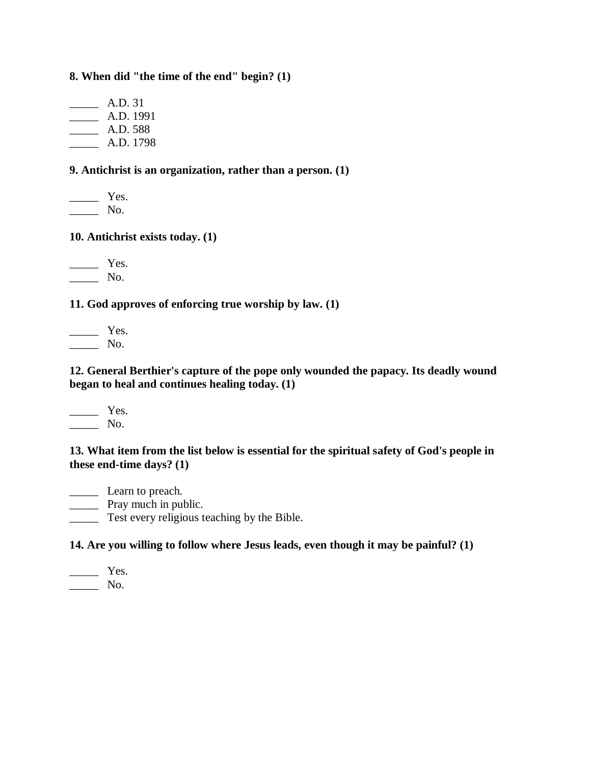**8. When did "the time of the end" begin? (1)**

_____ A.D. 31
_____ A.D. 1991
_____ A.D. 588
_____ A.D. 1798

**9. Antichrist is an organization, rather than a person. (1)**

_____ Yes.
_____ No.

**10. Antichrist exists today. (1)**

_____ Yes.
_____ No.

**11. God approves of enforcing true worship by law. (1)**

_____ Yes.
_____ No.

**12. General Berthier's capture of the pope only wounded the papacy. Its deadly wound began to heal and continues healing today. (1)**

_____ Yes.
_____ No.

**13. What item from the list below is essential for the spiritual safety of God's people in these end-time days? (1)**

_____ Learn to preach.
_____ Pray much in public.
_____ Test every religious teaching by the Bible.

**14. Are you willing to follow where Jesus leads, even though it may be painful? (1)**

_____ Yes.
_____ No.